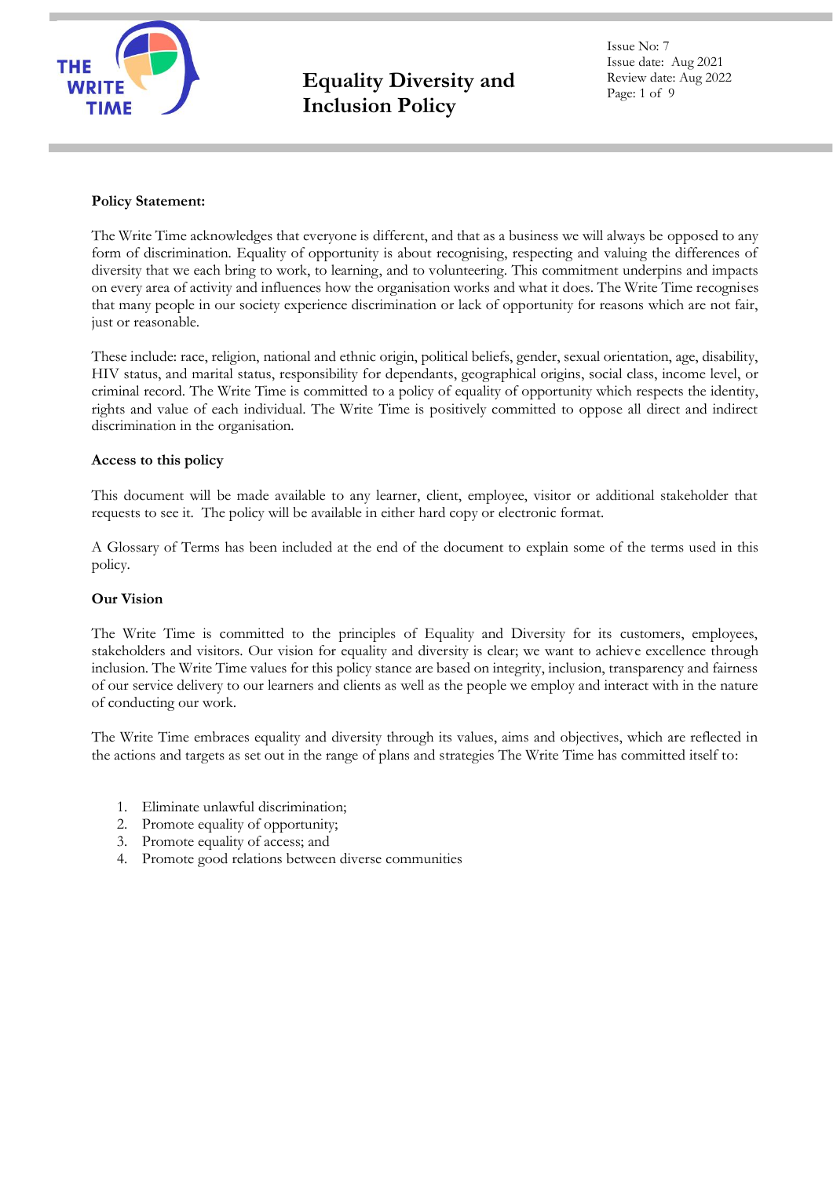# Equality Diversity and Inclusion Policy

Issue No: 7
Issue date: Aug 2021
Review date: Aug 2022

**Policy Statement:**

The Write Time acknowledges that everyone is different, and that as a business we will always be opposed to any form of discrimination. Equality of opportunity is about recognising, respecting and valuing the differences of diversity that we each bring to work, to learning, and to volunteering. This commitment underpins and impacts on every area of activity and influences how the organisation works and what it does. The Write Time recognises that many people in our society experience discrimination or lack of opportunity for reasons which are not fair, just or reasonable.

These include: race, religion, national and ethnic origin, political beliefs, gender, sexual orientation, age, disability, HIV status, and marital status, responsibility for dependants, geographical origins, social class, income level, or criminal record. The Write Time is committed to a policy of equality of opportunity which respects the identity, rights and value of each individual. The Write Time is positively committed to oppose all direct and indirect discrimination in the organisation.

**Access to this policy**

This document will be made available to any learner, client, employee, visitor or additional stakeholder that requests to see it. The policy will be available in either hard copy or electronic format.

A Glossary of Terms has been included at the end of the document to explain some of the terms used in this policy.

**Our Vision**

The Write Time is committed to the principles of Equality and Diversity for its customers, employees, stakeholders and visitors. Our vision for equality and diversity is clear; we want to achieve excellence through inclusion. The Write Time values for this policy stance are based on integrity, inclusion, transparency and fairness of our service delivery to our learners and clients as well as the people we employ and interact with in the nature of conducting our work.

The Write Time embraces equality and diversity through its values, aims and objectives, which are reflected in the actions and targets as set out in the range of plans and strategies The Write Time has committed itself to:

1. Eliminate unlawful discrimination;
2. Promote equality of opportunity;
3. Promote equality of access; and
4. Promote good relations between diverse communities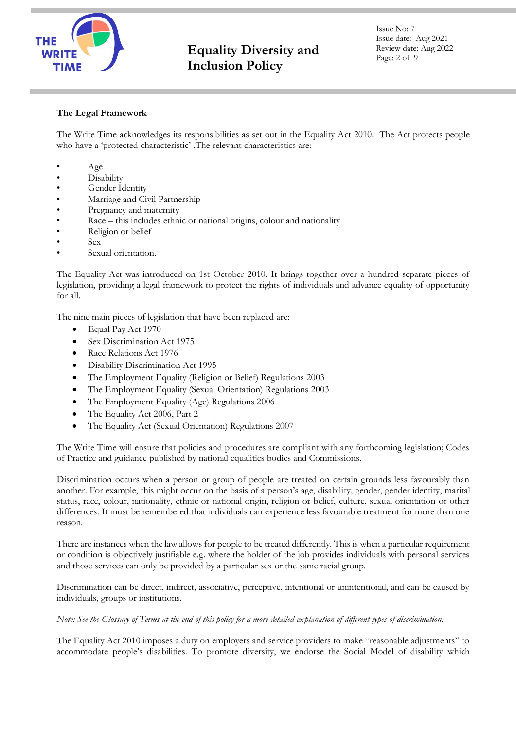**The Legal Framework**

The Write Time acknowledges its responsibilities as set out in the Equality Act 2010. The Act protects people who have a 'protected characteristic' .The relevant characteristics are:

- Age
- Disability
- Gender Identity
- Marriage and Civil Partnership
- Pregnancy and maternity
- Race – this includes ethnic or national origins, colour and nationality
- Religion or belief
- Sex
- Sexual orientation.

The Equality Act was introduced on 1st October 2010. It brings together over a hundred separate pieces of legislation, providing a legal framework to protect the rights of individuals and advance equality of opportunity for all.

The nine main pieces of legislation that have been replaced are:

- Equal Pay Act 1970
- Sex Discrimination Act 1975
- Race Relations Act 1976
- Disability Discrimination Act 1995
- The Employment Equality (Religion or Belief) Regulations 2003
- The Employment Equality (Sexual Orientation) Regulations 2003
- The Employment Equality (Age) Regulations 2006
- The Equality Act 2006, Part 2
- The Equality Act (Sexual Orientation) Regulations 2007

The Write Time will ensure that policies and procedures are compliant with any forthcoming legislation; Codes of Practice and guidance published by national equalities bodies and Commissions.

Discrimination occurs when a person or group of people are treated on certain grounds less favourably than another. For example, this might occur on the basis of a person's age, disability, gender, gender identity, marital status, race, colour, nationality, ethnic or national origin, religion or belief, culture, sexual orientation or other differences. It must be remembered that individuals can experience less favourable treatment for more than one reason.

There are instances when the law allows for people to be treated differently. This is when a particular requirement or condition is objectively justifiable e.g. where the holder of the job provides individuals with personal services and those services can only be provided by a particular sex or the same racial group.

Discrimination can be direct, indirect, associative, perceptive, intentional or unintentional, and can be caused by individuals, groups or institutions.

*Note: See the Glossary of Terms at the end of this policy for a more detailed explanation of different types of discrimination.*

The Equality Act 2010 imposes a duty on employers and service providers to make "reasonable adjustments" to accommodate people's disabilities. To promote diversity, we endorse the Social Model of disability which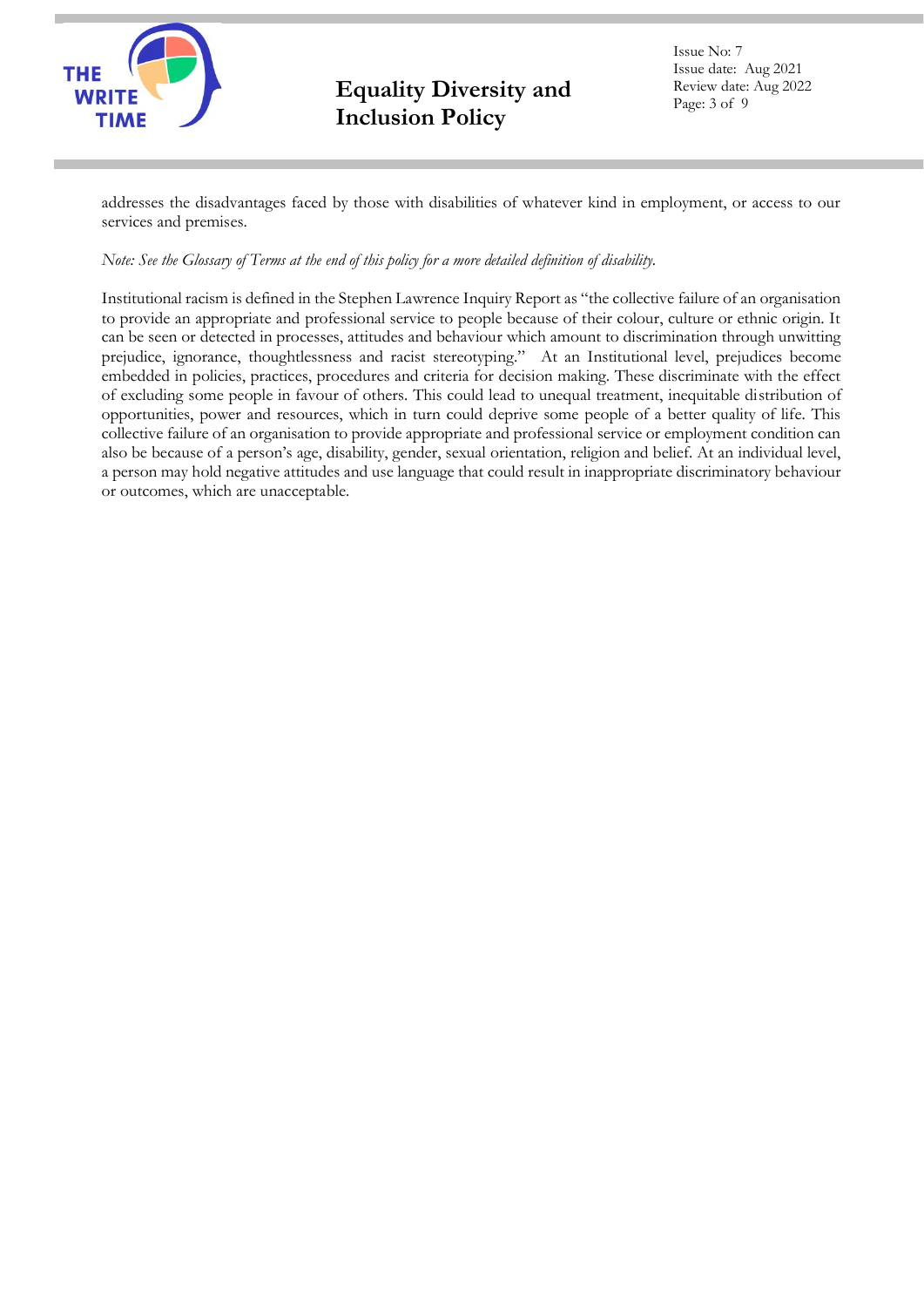addresses the disadvantages faced by those with disabilities of whatever kind in employment, or access to our services and premises.

*Note: See the Glossary of Terms at the end of this policy for a more detailed definition of disability.*

Institutional racism is defined in the Stephen Lawrence Inquiry Report as "the collective failure of an organisation to provide an appropriate and professional service to people because of their colour, culture or ethnic origin. It can be seen or detected in processes, attitudes and behaviour which amount to discrimination through unwitting prejudice, ignorance, thoughtlessness and racist stereotyping." At an Institutional level, prejudices become embedded in policies, practices, procedures and criteria for decision making. These discriminate with the effect of excluding some people in favour of others. This could lead to unequal treatment, inequitable distribution of opportunities, power and resources, which in turn could deprive some people of a better quality of life. This collective failure of an organisation to provide appropriate and professional service or employment condition can also be because of a person's age, disability, gender, sexual orientation, religion and belief. At an individual level, a person may hold negative attitudes and use language that could result in inappropriate discriminatory behaviour or outcomes, which are unacceptable.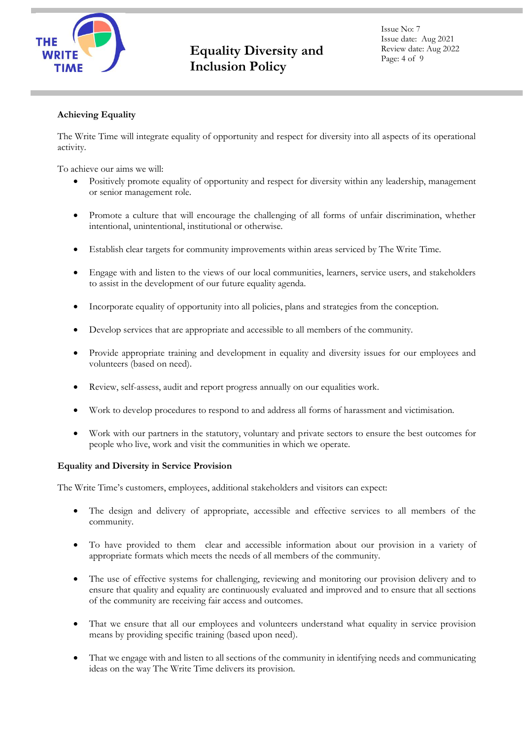**Achieving Equality**

The Write Time will integrate equality of opportunity and respect for diversity into all aspects of its operational activity.

To achieve our aims we will:

- Positively promote equality of opportunity and respect for diversity within any leadership, management or senior management role.
- Promote a culture that will encourage the challenging of all forms of unfair discrimination, whether intentional, unintentional, institutional or otherwise.
- Establish clear targets for community improvements within areas serviced by The Write Time.
- Engage with and listen to the views of our local communities, learners, service users, and stakeholders to assist in the development of our future equality agenda.
- Incorporate equality of opportunity into all policies, plans and strategies from the conception.
- Develop services that are appropriate and accessible to all members of the community.
- Provide appropriate training and development in equality and diversity issues for our employees and volunteers (based on need).
- Review, self-assess, audit and report progress annually on our equalities work.
- Work to develop procedures to respond to and address all forms of harassment and victimisation.
- Work with our partners in the statutory, voluntary and private sectors to ensure the best outcomes for people who live, work and visit the communities in which we operate.

**Equality and Diversity in Service Provision**

The Write Time's customers, employees, additional stakeholders and visitors can expect:

- The design and delivery of appropriate, accessible and effective services to all members of the community.
- To have provided to them clear and accessible information about our provision in a variety of appropriate formats which meets the needs of all members of the community.
- The use of effective systems for challenging, reviewing and monitoring our provision delivery and to ensure that quality and equality are continuously evaluated and improved and to ensure that all sections of the community are receiving fair access and outcomes.
- That we ensure that all our employees and volunteers understand what equality in service provision means by providing specific training (based upon need).
- That we engage with and listen to all sections of the community in identifying needs and communicating ideas on the way The Write Time delivers its provision.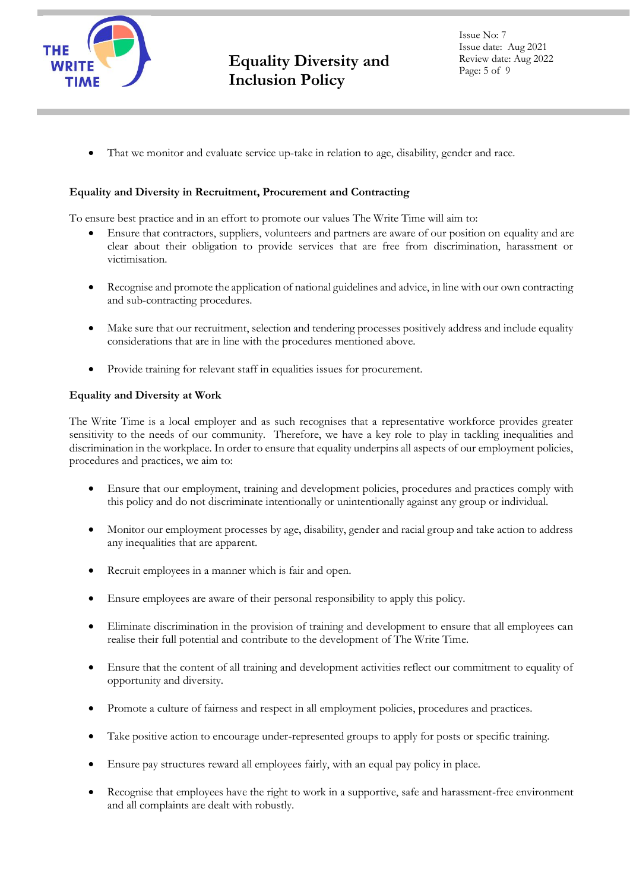- That we monitor and evaluate service up-take in relation to age, disability, gender and race.

**Equality and Diversity in Recruitment, Procurement and Contracting**

To ensure best practice and in an effort to promote our values The Write Time will aim to:

- Ensure that contractors, suppliers, volunteers and partners are aware of our position on equality and are clear about their obligation to provide services that are free from discrimination, harassment or victimisation.

- Recognise and promote the application of national guidelines and advice, in line with our own contracting and sub-contracting procedures.

- Make sure that our recruitment, selection and tendering processes positively address and include equality considerations that are in line with the procedures mentioned above.

- Provide training for relevant staff in equalities issues for procurement.

**Equality and Diversity at Work**

The Write Time is a local employer and as such recognises that a representative workforce provides greater sensitivity to the needs of our community. Therefore, we have a key role to play in tackling inequalities and discrimination in the workplace. In order to ensure that equality underpins all aspects of our employment policies, procedures and practices, we aim to:

- Ensure that our employment, training and development policies, procedures and practices comply with this policy and do not discriminate intentionally or unintentionally against any group or individual.

- Monitor our employment processes by age, disability, gender and racial group and take action to address any inequalities that are apparent.

- Recruit employees in a manner which is fair and open.

- Ensure employees are aware of their personal responsibility to apply this policy.

- Eliminate discrimination in the provision of training and development to ensure that all employees can realise their full potential and contribute to the development of The Write Time.

- Ensure that the content of all training and development activities reflect our commitment to equality of opportunity and diversity.

- Promote a culture of fairness and respect in all employment policies, procedures and practices.

- Take positive action to encourage under-represented groups to apply for posts or specific training.

- Ensure pay structures reward all employees fairly, with an equal pay policy in place.

- Recognise that employees have the right to work in a supportive, safe and harassment-free environment and all complaints are dealt with robustly.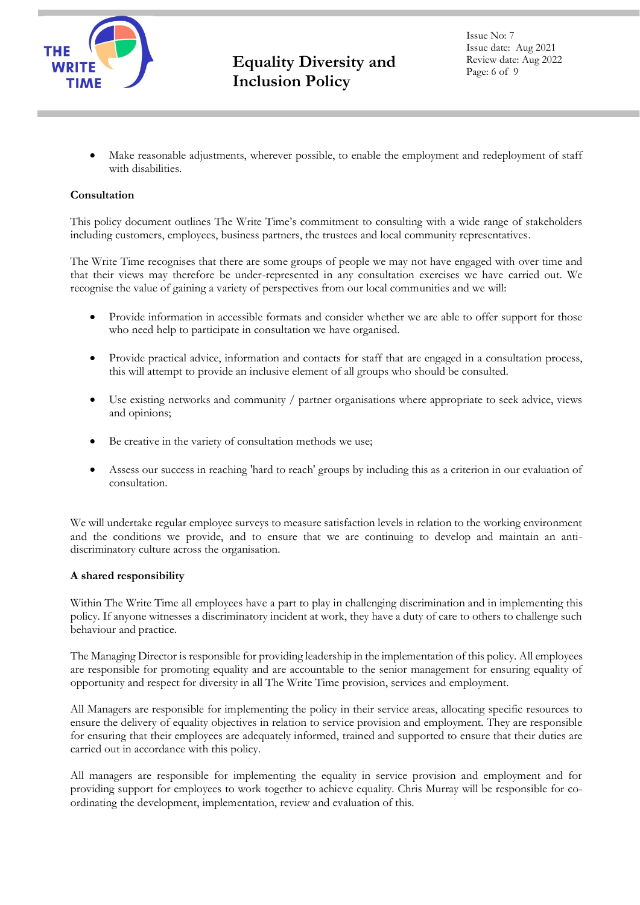- Make reasonable adjustments, wherever possible, to enable the employment and redeployment of staff with disabilities.

**Consultation**

This policy document outlines The Write Time's commitment to consulting with a wide range of stakeholders including customers, employees, business partners, the trustees and local community representatives.

The Write Time recognises that there are some groups of people we may not have engaged with over time and that their views may therefore be under-represented in any consultation exercises we have carried out. We recognise the value of gaining a variety of perspectives from our local communities and we will:

- Provide information in accessible formats and consider whether we are able to offer support for those who need help to participate in consultation we have organised.
- Provide practical advice, information and contacts for staff that are engaged in a consultation process, this will attempt to provide an inclusive element of all groups who should be consulted.
- Use existing networks and community / partner organisations where appropriate to seek advice, views and opinions;
- Be creative in the variety of consultation methods we use;
- Assess our success in reaching 'hard to reach' groups by including this as a criterion in our evaluation of consultation.

We will undertake regular employee surveys to measure satisfaction levels in relation to the working environment and the conditions we provide, and to ensure that we are continuing to develop and maintain an anti-discriminatory culture across the organisation.

**A shared responsibility**

Within The Write Time all employees have a part to play in challenging discrimination and in implementing this policy. If anyone witnesses a discriminatory incident at work, they have a duty of care to others to challenge such behaviour and practice.

The Managing Director is responsible for providing leadership in the implementation of this policy. All employees are responsible for promoting equality and are accountable to the senior management for ensuring equality of opportunity and respect for diversity in all The Write Time provision, services and employment.

All Managers are responsible for implementing the policy in their service areas, allocating specific resources to ensure the delivery of equality objectives in relation to service provision and employment. They are responsible for ensuring that their employees are adequately informed, trained and supported to ensure that their duties are carried out in accordance with this policy.

All managers are responsible for implementing the equality in service provision and employment and for providing support for employees to work together to achieve equality. Chris Murray will be responsible for co-ordinating the development, implementation, review and evaluation of this.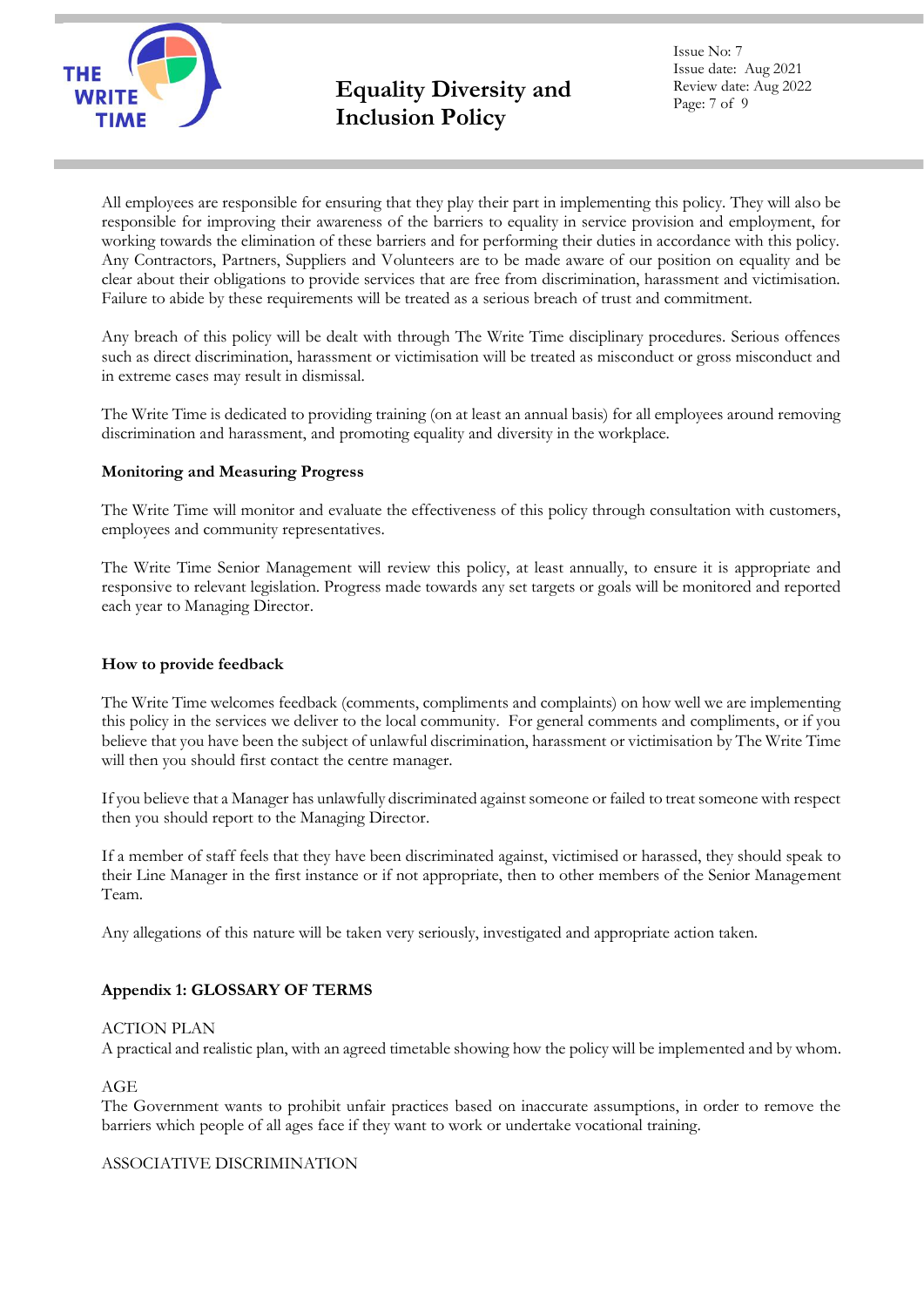All employees are responsible for ensuring that they play their part in implementing this policy. They will also be responsible for improving their awareness of the barriers to equality in service provision and employment, for working towards the elimination of these barriers and for performing their duties in accordance with this policy. Any Contractors, Partners, Suppliers and Volunteers are to be made aware of our position on equality and be clear about their obligations to provide services that are free from discrimination, harassment and victimisation. Failure to abide by these requirements will be treated as a serious breach of trust and commitment.

Any breach of this policy will be dealt with through The Write Time disciplinary procedures. Serious offences such as direct discrimination, harassment or victimisation will be treated as misconduct or gross misconduct and in extreme cases may result in dismissal.

The Write Time is dedicated to providing training (on at least an annual basis) for all employees around removing discrimination and harassment, and promoting equality and diversity in the workplace.

**Monitoring and Measuring Progress**

The Write Time will monitor and evaluate the effectiveness of this policy through consultation with customers, employees and community representatives.

The Write Time Senior Management will review this policy, at least annually, to ensure it is appropriate and responsive to relevant legislation. Progress made towards any set targets or goals will be monitored and reported each year to Managing Director.

**How to provide feedback**

The Write Time welcomes feedback (comments, compliments and complaints) on how well we are implementing this policy in the services we deliver to the local community. For general comments and compliments, or if you believe that you have been the subject of unlawful discrimination, harassment or victimisation by The Write Time will then you should first contact the centre manager.

If you believe that a Manager has unlawfully discriminated against someone or failed to treat someone with respect then you should report to the Managing Director.

If a member of staff feels that they have been discriminated against, victimised or harassed, they should speak to their Line Manager in the first instance or if not appropriate, then to other members of the Senior Management Team.

Any allegations of this nature will be taken very seriously, investigated and appropriate action taken.

**Appendix 1: GLOSSARY OF TERMS**

ACTION PLAN
A practical and realistic plan, with an agreed timetable showing how the policy will be implemented and by whom.

AGE
The Government wants to prohibit unfair practices based on inaccurate assumptions, in order to remove the barriers which people of all ages face if they want to work or undertake vocational training.

ASSOCIATIVE DISCRIMINATION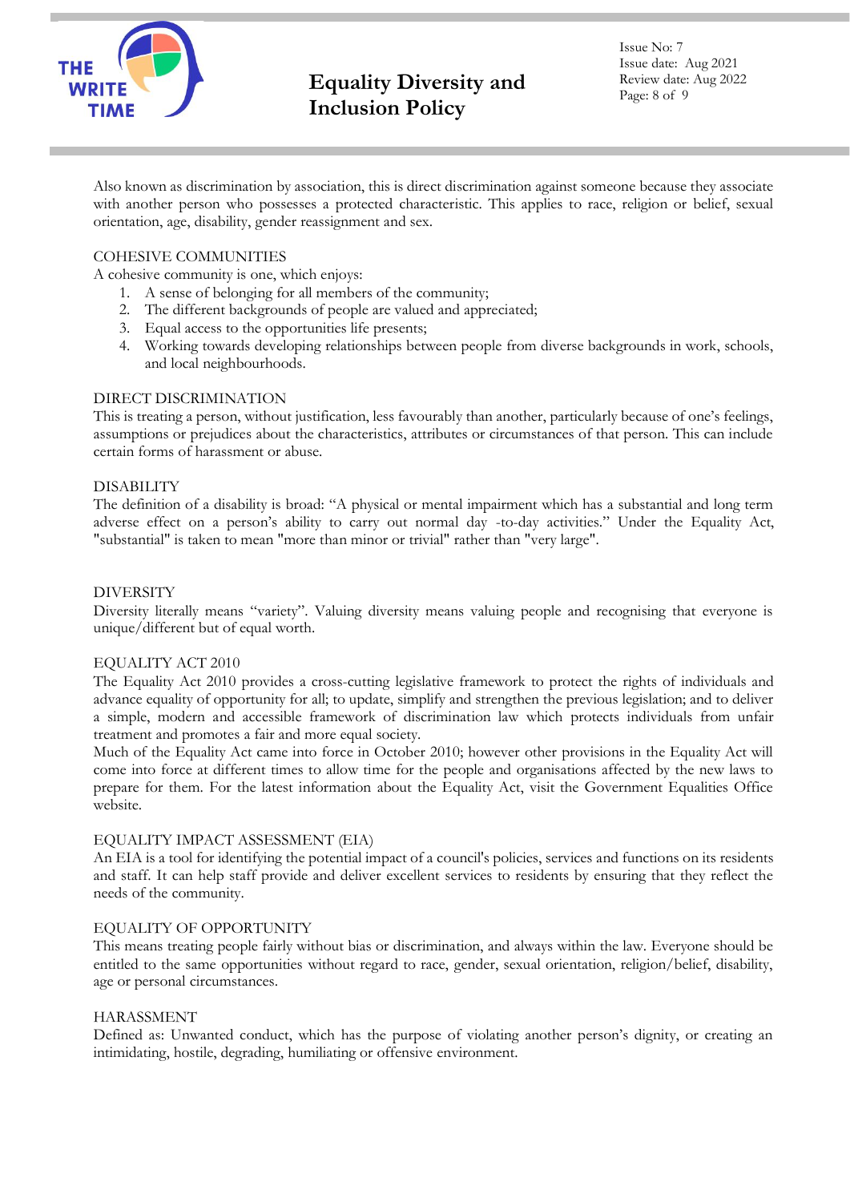Also known as discrimination by association, this is direct discrimination against someone because they associate with another person who possesses a protected characteristic. This applies to race, religion or belief, sexual orientation, age, disability, gender reassignment and sex.

### COHESIVE COMMUNITIES

A cohesive community is one, which enjoys:

1. A sense of belonging for all members of the community;
2. The different backgrounds of people are valued and appreciated;
3. Equal access to the opportunities life presents;
4. Working towards developing relationships between people from diverse backgrounds in work, schools, and local neighbourhoods.

### DIRECT DISCRIMINATION

This is treating a person, without justification, less favourably than another, particularly because of one's feelings, assumptions or prejudices about the characteristics, attributes or circumstances of that person. This can include certain forms of harassment or abuse.

### DISABILITY

The definition of a disability is broad: "A physical or mental impairment which has a substantial and long term adverse effect on a person's ability to carry out normal day -to-day activities." Under the Equality Act, "substantial" is taken to mean "more than minor or trivial" rather than "very large".

### DIVERSITY

Diversity literally means "variety". Valuing diversity means valuing people and recognising that everyone is unique/different but of equal worth.

### EQUALITY ACT 2010

The Equality Act 2010 provides a cross-cutting legislative framework to protect the rights of individuals and advance equality of opportunity for all; to update, simplify and strengthen the previous legislation; and to deliver a simple, modern and accessible framework of discrimination law which protects individuals from unfair treatment and promotes a fair and more equal society.

Much of the Equality Act came into force in October 2010; however other provisions in the Equality Act will come into force at different times to allow time for the people and organisations affected by the new laws to prepare for them. For the latest information about the Equality Act, visit the Government Equalities Office website.

### EQUALITY IMPACT ASSESSMENT (EIA)

An EIA is a tool for identifying the potential impact of a council's policies, services and functions on its residents and staff. It can help staff provide and deliver excellent services to residents by ensuring that they reflect the needs of the community.

### EQUALITY OF OPPORTUNITY

This means treating people fairly without bias or discrimination, and always within the law. Everyone should be entitled to the same opportunities without regard to race, gender, sexual orientation, religion/belief, disability, age or personal circumstances.

### HARASSMENT

Defined as: Unwanted conduct, which has the purpose of violating another person's dignity, or creating an intimidating, hostile, degrading, humiliating or offensive environment.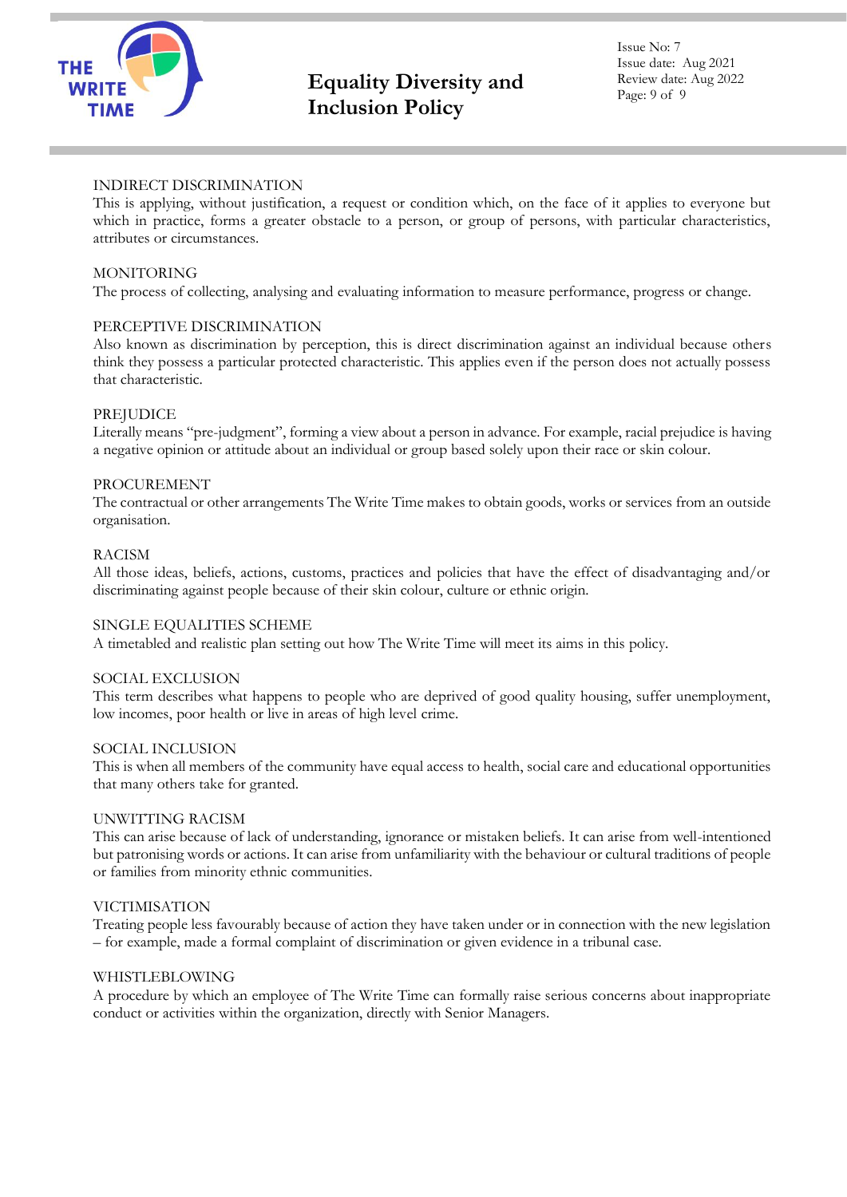INDIRECT DISCRIMINATION
This is applying, without justification, a request or condition which, on the face of it applies to everyone but which in practice, forms a greater obstacle to a person, or group of persons, with particular characteristics, attributes or circumstances.

MONITORING
The process of collecting, analysing and evaluating information to measure performance, progress or change.

PERCEPTIVE DISCRIMINATION
Also known as discrimination by perception, this is direct discrimination against an individual because others think they possess a particular protected characteristic. This applies even if the person does not actually possess that characteristic.

PREJUDICE
Literally means "pre-judgment", forming a view about a person in advance. For example, racial prejudice is having a negative opinion or attitude about an individual or group based solely upon their race or skin colour.

PROCUREMENT
The contractual or other arrangements The Write Time makes to obtain goods, works or services from an outside organisation.

RACISM
All those ideas, beliefs, actions, customs, practices and policies that have the effect of disadvantaging and/or discriminating against people because of their skin colour, culture or ethnic origin.

SINGLE EQUALITIES SCHEME
A timetabled and realistic plan setting out how The Write Time will meet its aims in this policy.

SOCIAL EXCLUSION
This term describes what happens to people who are deprived of good quality housing, suffer unemployment, low incomes, poor health or live in areas of high level crime.

SOCIAL INCLUSION
This is when all members of the community have equal access to health, social care and educational opportunities that many others take for granted.

UNWITTING RACISM
This can arise because of lack of understanding, ignorance or mistaken beliefs. It can arise from well-intentioned but patronising words or actions. It can arise from unfamiliarity with the behaviour or cultural traditions of people or families from minority ethnic communities.

VICTIMISATION
Treating people less favourably because of action they have taken under or in connection with the new legislation – for example, made a formal complaint of discrimination or given evidence in a tribunal case.

WHISTLEBLOWING
A procedure by which an employee of The Write Time can formally raise serious concerns about inappropriate conduct or activities within the organization, directly with Senior Managers.